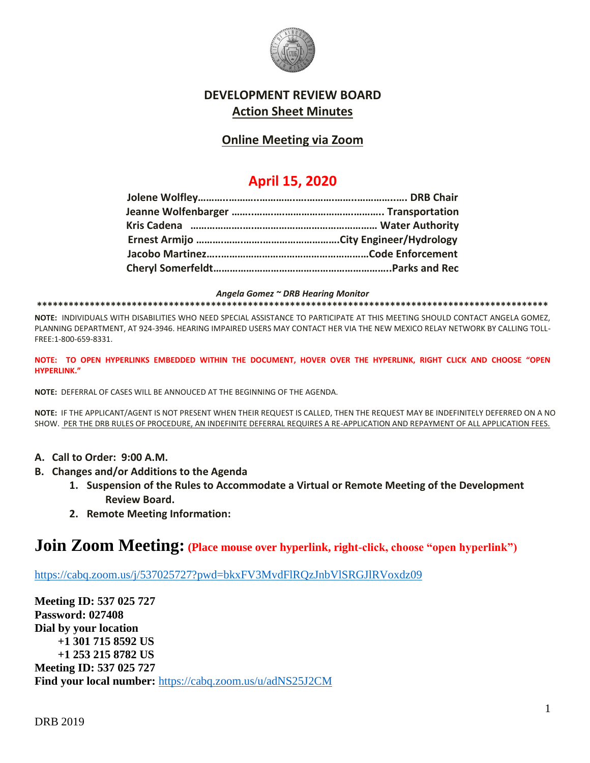# DEVELOPMENT REVIEW BOARD

## Action Sheet Minutes

## Online Meeting via Zoom

## April 15, 2020

**Jolene Wolfley……………………………………………………………….. DRB Chair**
**Jeanne Wolfenbarger ……………………………………………….. Transportation**
**Kris Cadena ………………………………………………………… Water Authority**
**Ernest Armijo ……………………………………………City Engineer/Hydrology**
**Jacobo Martinez……………………………………………………Code Enforcement**
**Cheryl Somerfeldt…………………………………………………………..Parks and Rec**

***Angela Gomez ~ DRB Hearing Monitor***

**\*\*\*\*\*\*\*\*\*\*\*\*\*\*\*\*\*\*\*\*\*\*\*\*\*\*\*\*\*\*\*\*\*\*\*\*\*\*\*\*\*\*\*\*\*\*\*\*\*\*\*\*\*\*\*\*\*\*\*\*\*\*\*\*\*\*\*\*\*\*\*\*\*\*\*\*\*\*\*\*\*\*\*\*\*\*\*\*\*\*\*\*\*\*\*\*\*\*\*\*\***

**NOTE:** INDIVIDUALS WITH DISABILITIES WHO NEED SPECIAL ASSISTANCE TO PARTICIPATE AT THIS MEETING SHOULD CONTACT ANGELA GOMEZ, PLANNING DEPARTMENT, AT 924-3946. HEARING IMPAIRED USERS MAY CONTACT HER VIA THE NEW MEXICO RELAY NETWORK BY CALLING TOLL-FREE:1-800-659-8331.

**NOTE: TO OPEN HYPERLINKS EMBEDDED WITHIN THE DOCUMENT, HOVER OVER THE HYPERLINK, RIGHT CLICK AND CHOOSE "OPEN HYPERLINK."**

**NOTE:** DEFERRAL OF CASES WILL BE ANNOUCED AT THE BEGINNING OF THE AGENDA.

**NOTE:** IF THE APPLICANT/AGENT IS NOT PRESENT WHEN THEIR REQUEST IS CALLED, THEN THE REQUEST MAY BE INDEFINITELY DEFERRED ON A NO SHOW. PER THE DRB RULES OF PROCEDURE, AN INDEFINITE DEFERRAL REQUIRES A RE-APPLICATION AND REPAYMENT OF ALL APPLICATION FEES.

- **A. Call to Order: 9:00 A.M.**
- **B. Changes and/or Additions to the Agenda**
  1. **Suspension of the Rules to Accommodate a Virtual or Remote Meeting of the Development Review Board.**
  2. **Remote Meeting Information:**

# Join Zoom Meeting: (Place mouse over hyperlink, right-click, choose "open hyperlink")

https://cabq.zoom.us/j/537025727?pwd=bkxFV3MvdFlRQzJnbVlSRGJlRVoxdz09

**Meeting ID: 537 025 727**
**Password: 027408**
**Dial by your location**
**+1 301 715 8592 US**
**+1 253 215 8782 US**
**Meeting ID: 537 025 727**
**Find your local number:** https://cabq.zoom.us/u/adNS25J2CM

DRB 2019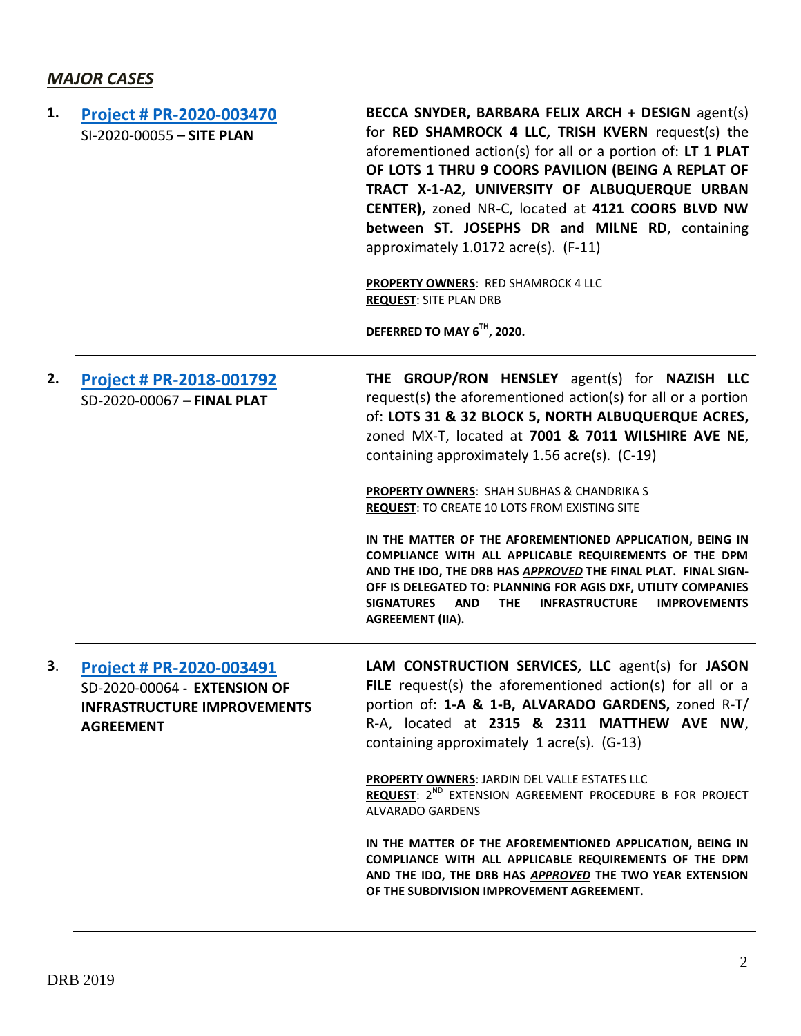## *MAJOR CASES*

**1. Project # PR-2020-003470**
SI-2020-00055 – **SITE PLAN**

**BECCA SNYDER, BARBARA FELIX ARCH + DESIGN** agent(s) for **RED SHAMROCK 4 LLC, TRISH KVERN** request(s) the aforementioned action(s) for all or a portion of: **LT 1 PLAT OF LOTS 1 THRU 9 COORS PAVILION (BEING A REPLAT OF TRACT X-1-A2, UNIVERSITY OF ALBUQUERQUE URBAN CENTER),** zoned NR-C, located at **4121 COORS BLVD NW between ST. JOSEPHS DR and MILNE RD**, containing approximately 1.0172 acre(s). (F-11)

**PROPERTY OWNERS**: RED SHAMROCK 4 LLC
**REQUEST**: SITE PLAN DRB

**DEFERRED TO MAY 6TH, 2020.**

---

**2. Project # PR-2018-001792**
SD-2020-00067 **– FINAL PLAT**

**THE GROUP/RON HENSLEY** agent(s) for **NAZISH LLC** request(s) the aforementioned action(s) for all or a portion of: **LOTS 31 & 32 BLOCK 5, NORTH ALBUQUERQUE ACRES,** zoned MX-T, located at **7001 & 7011 WILSHIRE AVE NE**, containing approximately 1.56 acre(s). (C-19)

**PROPERTY OWNERS**: SHAH SUBHAS & CHANDRIKA S
**REQUEST**: TO CREATE 10 LOTS FROM EXISTING SITE

**IN THE MATTER OF THE AFOREMENTIONED APPLICATION, BEING IN COMPLIANCE WITH ALL APPLICABLE REQUIREMENTS OF THE DPM AND THE IDO, THE DRB HAS *APPROVED* THE FINAL PLAT. FINAL SIGN-OFF IS DELEGATED TO: PLANNING FOR AGIS DXF, UTILITY COMPANIES SIGNATURES AND THE INFRASTRUCTURE IMPROVEMENTS AGREEMENT (IIA).**

---

**3. Project # PR-2020-003491**
SD-2020-00064 - **EXTENSION OF INFRASTRUCTURE IMPROVEMENTS AGREEMENT**

**LAM CONSTRUCTION SERVICES, LLC** agent(s) for **JASON FILE** request(s) the aforementioned action(s) for all or a portion of: **1-A & 1-B, ALVARADO GARDENS,** zoned R-T/ R-A, located at **2315 & 2311 MATTHEW AVE NW**, containing approximately 1 acre(s). (G-13)

**PROPERTY OWNERS**: JARDIN DEL VALLE ESTATES LLC
**REQUEST**: 2ND EXTENSION AGREEMENT PROCEDURE B FOR PROJECT ALVARADO GARDENS

**IN THE MATTER OF THE AFOREMENTIONED APPLICATION, BEING IN COMPLIANCE WITH ALL APPLICABLE REQUIREMENTS OF THE DPM AND THE IDO, THE DRB HAS *APPROVED* THE TWO YEAR EXTENSION OF THE SUBDIVISION IMPROVEMENT AGREEMENT.**

---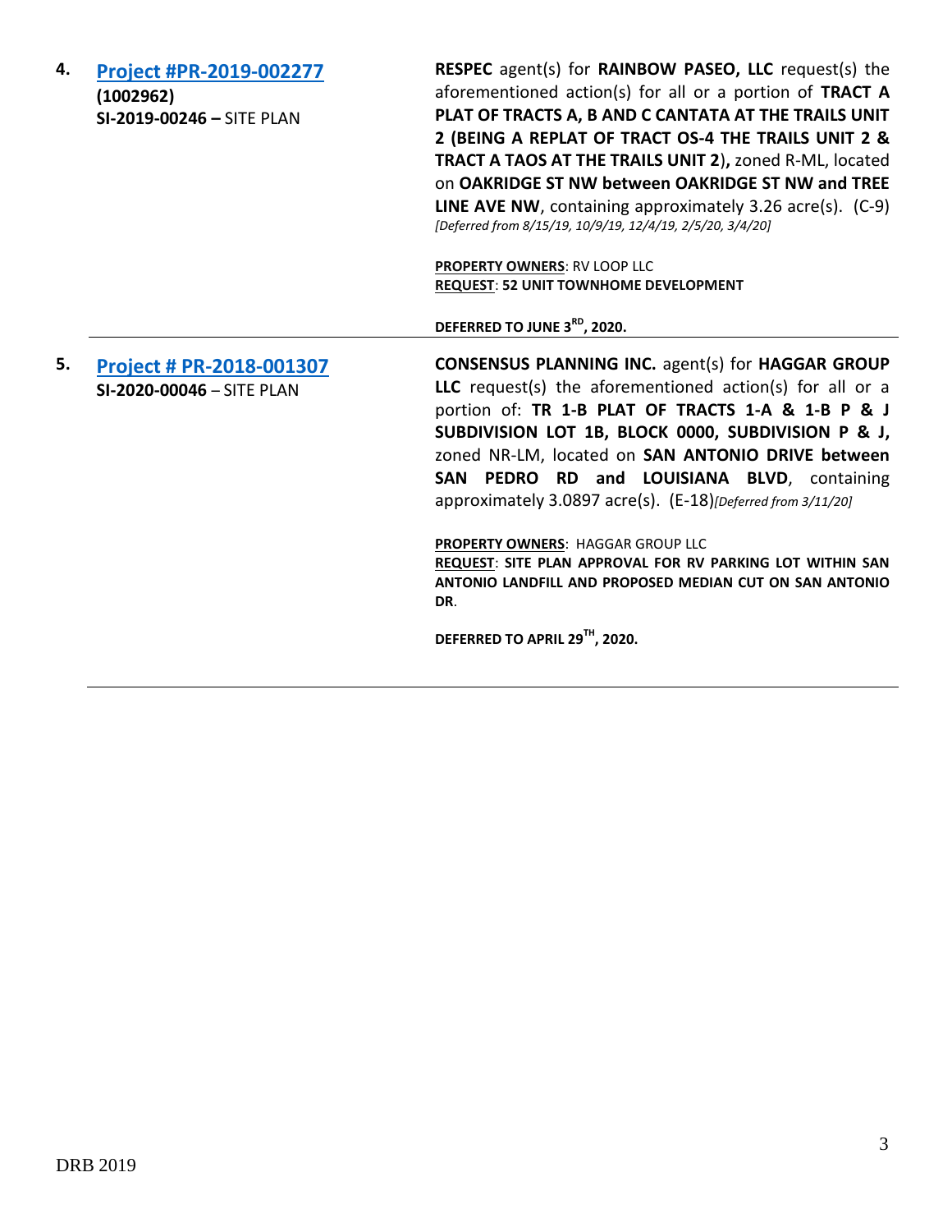**4.** **[Project #PR-2019-002277](#)**
**(1002962)**
**SI-2019-00246 –** SITE PLAN

**RESPEC** agent(s) for **RAINBOW PASEO, LLC** request(s) the aforementioned action(s) for all or a portion of **TRACT A PLAT OF TRACTS A, B AND C CANTATA AT THE TRAILS UNIT 2 (BEING A REPLAT OF TRACT OS-4 THE TRAILS UNIT 2 & TRACT A TAOS AT THE TRAILS UNIT 2),** zoned R-ML, located on **OAKRIDGE ST NW between OAKRIDGE ST NW and TREE LINE AVE NW**, containing approximately 3.26 acre(s). (C-9) *[Deferred from 8/15/19, 10/9/19, 12/4/19, 2/5/20, 3/4/20]*

**PROPERTY OWNERS**: RV LOOP LLC
**REQUEST**: **52 UNIT TOWNHOME DEVELOPMENT**

**DEFERRED TO JUNE 3RD, 2020.**

---

**5.** **[Project # PR-2018-001307](#)**
**SI-2020-00046** – SITE PLAN

**CONSENSUS PLANNING INC.** agent(s) for **HAGGAR GROUP LLC** request(s) the aforementioned action(s) for all or a portion of: **TR 1-B PLAT OF TRACTS 1-A & 1-B P & J SUBDIVISION LOT 1B, BLOCK 0000, SUBDIVISION P & J,** zoned NR-LM, located on **SAN ANTONIO DRIVE between SAN PEDRO RD and LOUISIANA BLVD**, containing approximately 3.0897 acre(s). (E-18)*[Deferred from 3/11/20]*

**PROPERTY OWNERS**: HAGGAR GROUP LLC
**REQUEST**: **SITE PLAN APPROVAL FOR RV PARKING LOT WITHIN SAN ANTONIO LANDFILL AND PROPOSED MEDIAN CUT ON SAN ANTONIO DR**.

**DEFERRED TO APRIL 29TH, 2020.**

---

DRB 2019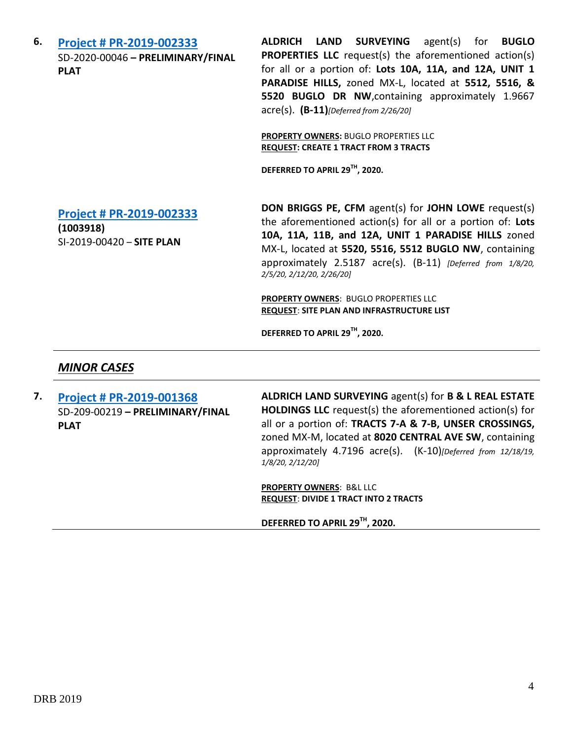6\. **[Project # PR-2019-002333](#)**
SD-2020-00046 **– PRELIMINARY/FINAL PLAT**

**ALDRICH LAND SURVEYING** agent(s) for **BUGLO PROPERTIES LLC** request(s) the aforementioned action(s) for all or a portion of: **Lots 10A, 11A, and 12A, UNIT 1 PARADISE HILLS,** zoned MX-L, located at **5512, 5516, & 5520 BUGLO DR NW**,containing approximately 1.9667 acre(s). **(B-11)***[Deferred from 2/26/20]*

**PROPERTY OWNERS:** BUGLO PROPERTIES LLC
**REQUEST: CREATE 1 TRACT FROM 3 TRACTS**

**DEFERRED TO APRIL 29TH, 2020.**

**[Project # PR-2019-002333](#)**
**(1003918)**
SI-2019-00420 – **SITE PLAN**

**DON BRIGGS PE, CFM** agent(s) for **JOHN LOWE** request(s) the aforementioned action(s) for all or a portion of: **Lots 10A, 11A, 11B, and 12A, UNIT 1 PARADISE HILLS** zoned MX-L, located at **5520, 5516, 5512 BUGLO NW**, containing approximately 2.5187 acre(s). (B-11) *[Deferred from 1/8/20, 2/5/20, 2/12/20, 2/26/20]*

**PROPERTY OWNERS**: BUGLO PROPERTIES LLC
**REQUEST**: **SITE PLAN AND INFRASTRUCTURE LIST**

**DEFERRED TO APRIL 29TH, 2020.**

---

***MINOR CASES***

---

7\. **[Project # PR-2019-001368](#)**
SD-209-00219 **– PRELIMINARY/FINAL PLAT**

**ALDRICH LAND SURVEYING** agent(s) for **B & L REAL ESTATE HOLDINGS LLC** request(s) the aforementioned action(s) for all or a portion of: **TRACTS 7-A & 7-B, UNSER CROSSINGS,** zoned MX-M, located at **8020 CENTRAL AVE SW**, containing approximately 4.7196 acre(s). (K-10)*[Deferred from 12/18/19, 1/8/20, 2/12/20]*

**PROPERTY OWNERS**: B&L LLC
**REQUEST**: **DIVIDE 1 TRACT INTO 2 TRACTS**

**DEFERRED TO APRIL 29TH, 2020.**

---

DRB 2019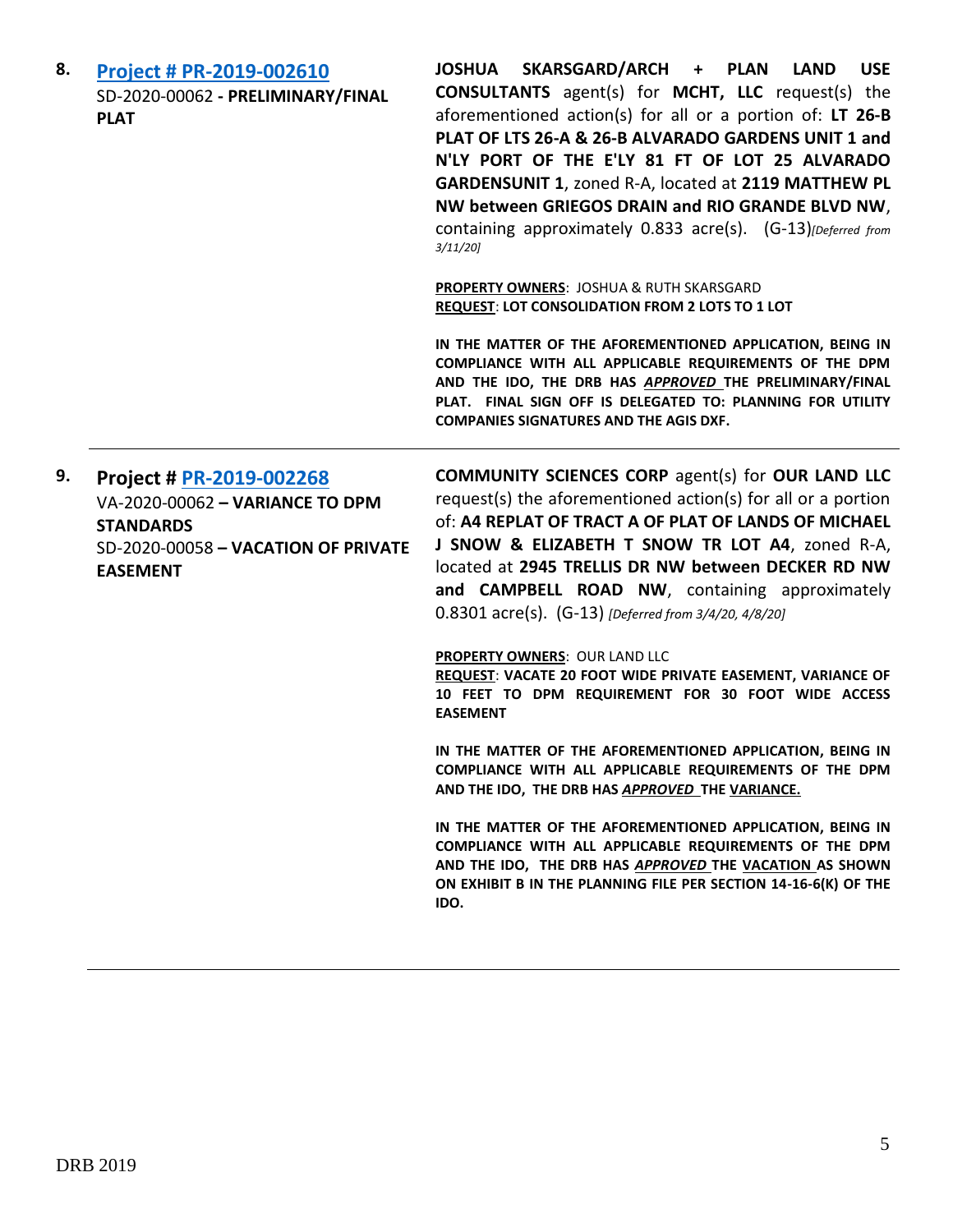**8.** **[Project # PR-2019-002610](#)**
SD-2020-00062 - **PRELIMINARY/FINAL PLAT**

**JOSHUA SKARSGARD/ARCH + PLAN LAND USE CONSULTANTS** agent(s) for **MCHT, LLC** request(s) the aforementioned action(s) for all or a portion of: **LT 26-B PLAT OF LTS 26-A & 26-B ALVARADO GARDENS UNIT 1 and N'LY PORT OF THE E'LY 81 FT OF LOT 25 ALVARADO GARDENSUNIT 1**, zoned R-A, located at **2119 MATTHEW PL NW between GRIEGOS DRAIN and RIO GRANDE BLVD NW**, containing approximately 0.833 acre(s). (G-13)*[Deferred from 3/11/20]*

**PROPERTY OWNERS**: JOSHUA & RUTH SKARSGARD
**REQUEST**: **LOT CONSOLIDATION FROM 2 LOTS TO 1 LOT**

**IN THE MATTER OF THE AFOREMENTIONED APPLICATION, BEING IN COMPLIANCE WITH ALL APPLICABLE REQUIREMENTS OF THE DPM AND THE IDO, THE DRB HAS *APPROVED* THE PRELIMINARY/FINAL PLAT. FINAL SIGN OFF IS DELEGATED TO: PLANNING FOR UTILITY COMPANIES SIGNATURES AND THE AGIS DXF.**

---

**9.** **Project # [PR-2019-002268](#)**
VA-2020-00062 – **VARIANCE TO DPM STANDARDS**
SD-2020-00058 – **VACATION OF PRIVATE EASEMENT**

**COMMUNITY SCIENCES CORP** agent(s) for **OUR LAND LLC** request(s) the aforementioned action(s) for all or a portion of: **A4 REPLAT OF TRACT A OF PLAT OF LANDS OF MICHAEL J SNOW & ELIZABETH T SNOW TR LOT A4**, zoned R-A, located at **2945 TRELLIS DR NW between DECKER RD NW and CAMPBELL ROAD NW**, containing approximately 0.8301 acre(s). (G-13) *[Deferred from 3/4/20, 4/8/20]*

**PROPERTY OWNERS**: OUR LAND LLC
**REQUEST**: **VACATE 20 FOOT WIDE PRIVATE EASEMENT, VARIANCE OF 10 FEET TO DPM REQUIREMENT FOR 30 FOOT WIDE ACCESS EASEMENT**

**IN THE MATTER OF THE AFOREMENTIONED APPLICATION, BEING IN COMPLIANCE WITH ALL APPLICABLE REQUIREMENTS OF THE DPM AND THE IDO, THE DRB HAS *APPROVED* THE VARIANCE.**

**IN THE MATTER OF THE AFOREMENTIONED APPLICATION, BEING IN COMPLIANCE WITH ALL APPLICABLE REQUIREMENTS OF THE DPM AND THE IDO, THE DRB HAS *APPROVED* THE VACATION AS SHOWN ON EXHIBIT B IN THE PLANNING FILE PER SECTION 14-16-6(K) OF THE IDO.**

---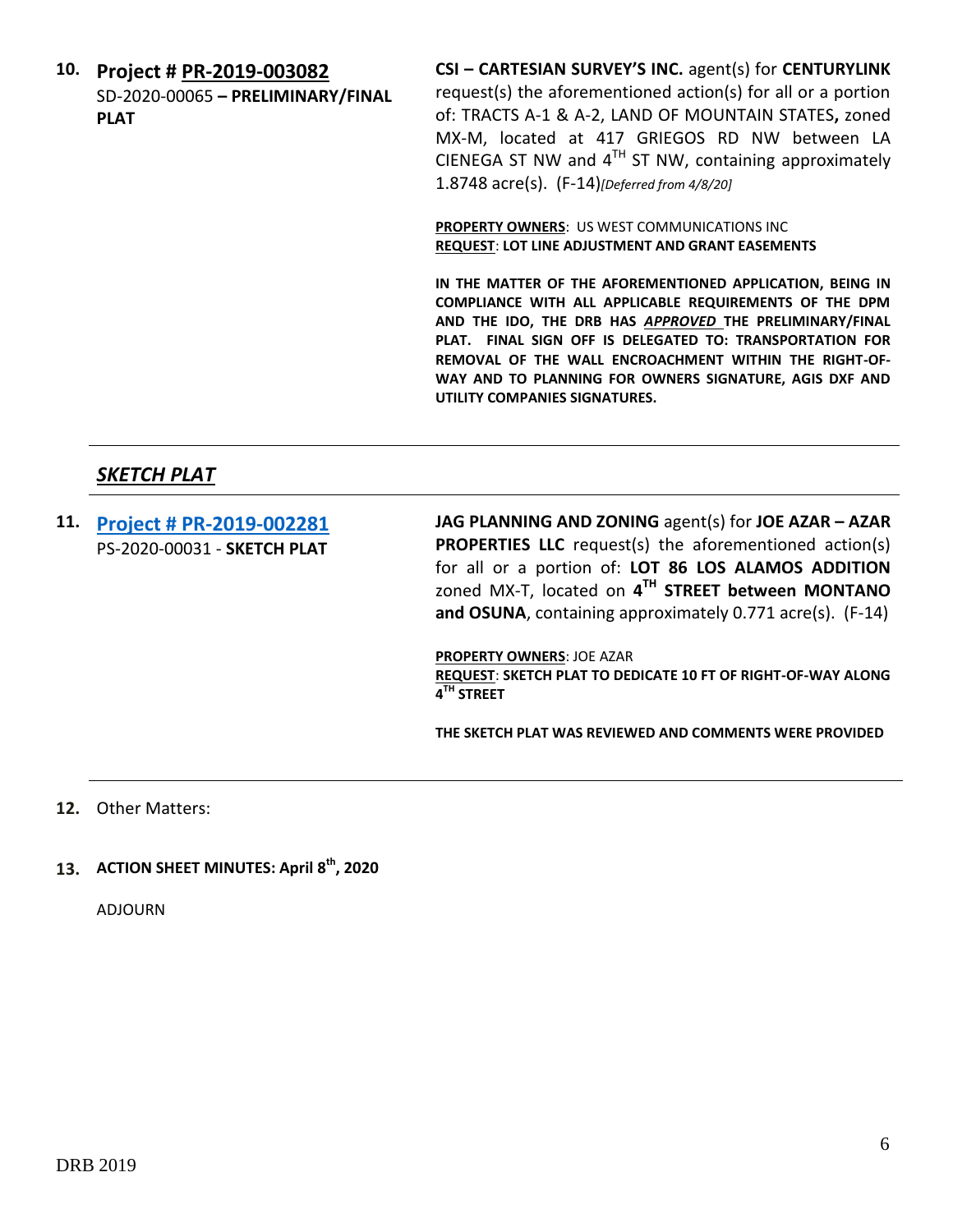**10. Project # PR-2019-003082**
SD-2020-00065 – **PRELIMINARY/FINAL PLAT**

**CSI – CARTESIAN SURVEY'S INC.** agent(s) for **CENTURYLINK** request(s) the aforementioned action(s) for all or a portion of: TRACTS A-1 & A-2, LAND OF MOUNTAIN STATES**,** zoned MX-M, located at 417 GRIEGOS RD NW between LA CIENEGA ST NW and 4TH ST NW, containing approximately 1.8748 acre(s). (F-14)*[Deferred from 4/8/20]*

**PROPERTY OWNERS**: US WEST COMMUNICATIONS INC
**REQUEST**: **LOT LINE ADJUSTMENT AND GRANT EASEMENTS**

**IN THE MATTER OF THE AFOREMENTIONED APPLICATION, BEING IN COMPLIANCE WITH ALL APPLICABLE REQUIREMENTS OF THE DPM AND THE IDO, THE DRB HAS *APPROVED* THE PRELIMINARY/FINAL PLAT. FINAL SIGN OFF IS DELEGATED TO: TRANSPORTATION FOR REMOVAL OF THE WALL ENCROACHMENT WITHIN THE RIGHT-OF-WAY AND TO PLANNING FOR OWNERS SIGNATURE, AGIS DXF AND UTILITY COMPANIES SIGNATURES.**

---

## *SKETCH PLAT*

---

**11. Project # PR-2019-002281**
PS-2020-00031 - **SKETCH PLAT**

**JAG PLANNING AND ZONING** agent(s) for **JOE AZAR – AZAR PROPERTIES LLC** request(s) the aforementioned action(s) for all or a portion of: **LOT 86 LOS ALAMOS ADDITION** zoned MX-T, located on **4TH STREET between MONTANO and OSUNA**, containing approximately 0.771 acre(s). (F-14)

**PROPERTY OWNERS**: JOE AZAR
**REQUEST**: **SKETCH PLAT TO DEDICATE 10 FT OF RIGHT-OF-WAY ALONG 4TH STREET**

**THE SKETCH PLAT WAS REVIEWED AND COMMENTS WERE PROVIDED**

---

**12.** Other Matters:

**13. ACTION SHEET MINUTES: April 8th, 2020**

ADJOURN